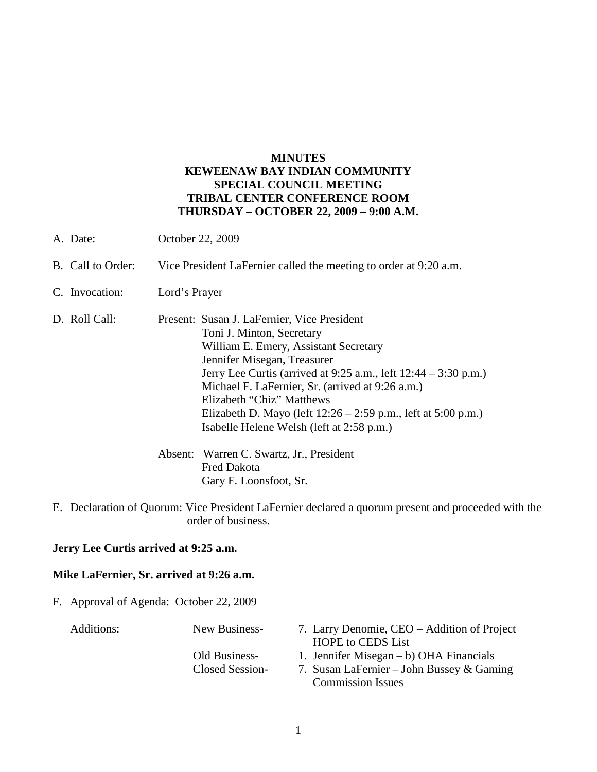# MINUTES
## KEWEENAW BAY INDIAN COMMUNITY
## SPECIAL COUNCIL MEETING
## TRIBAL CENTER CONFERENCE ROOM
## THURSDAY – OCTOBER 22, 2009 – 9:00 A.M.

A. Date: October 22, 2009

B. Call to Order: Vice President LaFernier called the meeting to order at 9:20 a.m.

C. Invocation: Lord's Prayer

D. Roll Call: Present: Susan J. LaFernier, Vice President
Toni J. Minton, Secretary
William E. Emery, Assistant Secretary
Jennifer Misegan, Treasurer
Jerry Lee Curtis (arrived at 9:25 a.m., left 12:44 – 3:30 p.m.)
Michael F. LaFernier, Sr. (arrived at 9:26 a.m.)
Elizabeth "Chiz" Matthews
Elizabeth D. Mayo (left 12:26 – 2:59 p.m., left at 5:00 p.m.)
Isabelle Helene Welsh (left at 2:58 p.m.)

Absent: Warren C. Swartz, Jr., President
Fred Dakota
Gary F. Loonsfoot, Sr.

E. Declaration of Quorum: Vice President LaFernier declared a quorum present and proceeded with the order of business.

**Jerry Lee Curtis arrived at 9:25 a.m.**

**Mike LaFernier, Sr. arrived at 9:26 a.m.**

F. Approval of Agenda: October 22, 2009

Additions:

New Business- 7. Larry Denomie, CEO – Addition of Project HOPE to CEDS List

Old Business- 1. Jennifer Misegan – b) OHA Financials

Closed Session- 7. Susan LaFernier – John Bussey & Gaming Commission Issues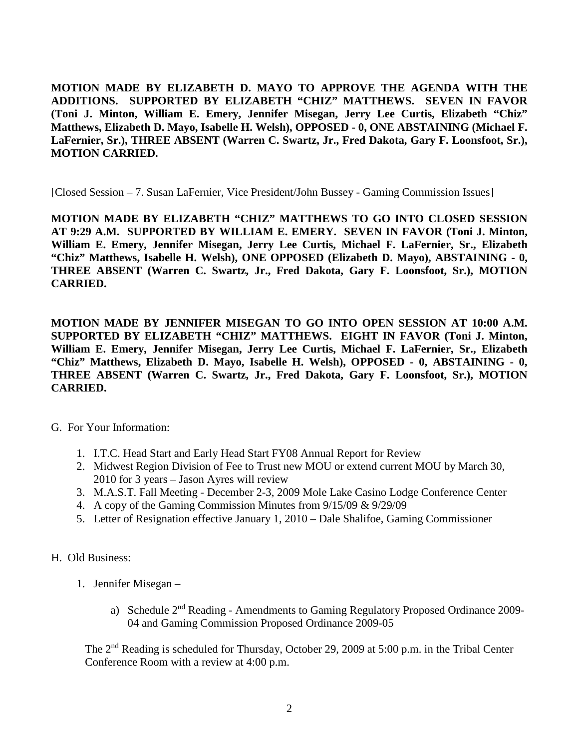**MOTION MADE BY ELIZABETH D. MAYO TO APPROVE THE AGENDA WITH THE ADDITIONS. SUPPORTED BY ELIZABETH "CHIZ" MATTHEWS. SEVEN IN FAVOR (Toni J. Minton, William E. Emery, Jennifer Misegan, Jerry Lee Curtis, Elizabeth "Chiz" Matthews, Elizabeth D. Mayo, Isabelle H. Welsh), OPPOSED - 0, ONE ABSTAINING (Michael F. LaFernier, Sr.), THREE ABSENT (Warren C. Swartz, Jr., Fred Dakota, Gary F. Loonsfoot, Sr.), MOTION CARRIED.**

[Closed Session – 7. Susan LaFernier, Vice President/John Bussey - Gaming Commission Issues]

**MOTION MADE BY ELIZABETH "CHIZ" MATTHEWS TO GO INTO CLOSED SESSION AT 9:29 A.M. SUPPORTED BY WILLIAM E. EMERY. SEVEN IN FAVOR (Toni J. Minton, William E. Emery, Jennifer Misegan, Jerry Lee Curtis, Michael F. LaFernier, Sr., Elizabeth "Chiz" Matthews, Isabelle H. Welsh), ONE OPPOSED (Elizabeth D. Mayo), ABSTAINING - 0, THREE ABSENT (Warren C. Swartz, Jr., Fred Dakota, Gary F. Loonsfoot, Sr.), MOTION CARRIED.**

**MOTION MADE BY JENNIFER MISEGAN TO GO INTO OPEN SESSION AT 10:00 A.M. SUPPORTED BY ELIZABETH "CHIZ" MATTHEWS. EIGHT IN FAVOR (Toni J. Minton, William E. Emery, Jennifer Misegan, Jerry Lee Curtis, Michael F. LaFernier, Sr., Elizabeth "Chiz" Matthews, Elizabeth D. Mayo, Isabelle H. Welsh), OPPOSED - 0, ABSTAINING - 0, THREE ABSENT (Warren C. Swartz, Jr., Fred Dakota, Gary F. Loonsfoot, Sr.), MOTION CARRIED.**

G. For Your Information:

1. I.T.C. Head Start and Early Head Start FY08 Annual Report for Review
2. Midwest Region Division of Fee to Trust new MOU or extend current MOU by March 30, 2010 for 3 years – Jason Ayres will review
3. M.A.S.T. Fall Meeting - December 2-3, 2009 Mole Lake Casino Lodge Conference Center
4. A copy of the Gaming Commission Minutes from 9/15/09 & 9/29/09
5. Letter of Resignation effective January 1, 2010 – Dale Shalifoe, Gaming Commissioner

H. Old Business:

1. Jennifer Misegan –

   a) Schedule 2nd Reading - Amendments to Gaming Regulatory Proposed Ordinance 2009-04 and Gaming Commission Proposed Ordinance 2009-05

   The 2nd Reading is scheduled for Thursday, October 29, 2009 at 5:00 p.m. in the Tribal Center Conference Room with a review at 4:00 p.m.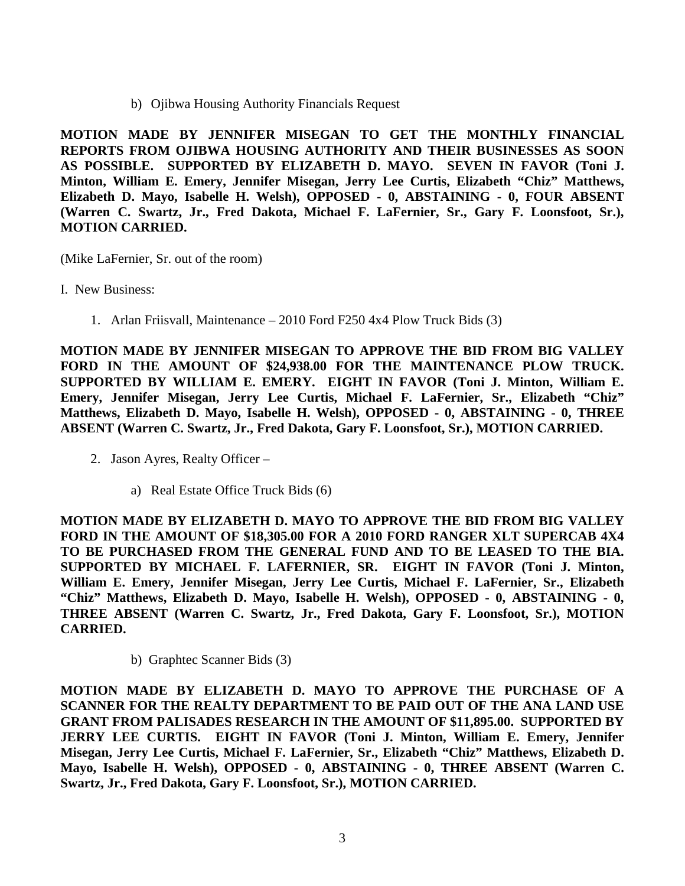b) Ojibwa Housing Authority Financials Request

**MOTION MADE BY JENNIFER MISEGAN TO GET THE MONTHLY FINANCIAL REPORTS FROM OJIBWA HOUSING AUTHORITY AND THEIR BUSINESSES AS SOON AS POSSIBLE. SUPPORTED BY ELIZABETH D. MAYO. SEVEN IN FAVOR (Toni J. Minton, William E. Emery, Jennifer Misegan, Jerry Lee Curtis, Elizabeth "Chiz" Matthews, Elizabeth D. Mayo, Isabelle H. Welsh), OPPOSED - 0, ABSTAINING - 0, FOUR ABSENT (Warren C. Swartz, Jr., Fred Dakota, Michael F. LaFernier, Sr., Gary F. Loonsfoot, Sr.), MOTION CARRIED.**

(Mike LaFernier, Sr. out of the room)

I. New Business:

1. Arlan Friisvall, Maintenance – 2010 Ford F250 4x4 Plow Truck Bids (3)

**MOTION MADE BY JENNIFER MISEGAN TO APPROVE THE BID FROM BIG VALLEY FORD IN THE AMOUNT OF $24,938.00 FOR THE MAINTENANCE PLOW TRUCK. SUPPORTED BY WILLIAM E. EMERY. EIGHT IN FAVOR (Toni J. Minton, William E. Emery, Jennifer Misegan, Jerry Lee Curtis, Michael F. LaFernier, Sr., Elizabeth "Chiz" Matthews, Elizabeth D. Mayo, Isabelle H. Welsh), OPPOSED - 0, ABSTAINING - 0, THREE ABSENT (Warren C. Swartz, Jr., Fred Dakota, Gary F. Loonsfoot, Sr.), MOTION CARRIED.**

2. Jason Ayres, Realty Officer –

a) Real Estate Office Truck Bids (6)

**MOTION MADE BY ELIZABETH D. MAYO TO APPROVE THE BID FROM BIG VALLEY FORD IN THE AMOUNT OF $18,305.00 FOR A 2010 FORD RANGER XLT SUPERCAB 4X4 TO BE PURCHASED FROM THE GENERAL FUND AND TO BE LEASED TO THE BIA. SUPPORTED BY MICHAEL F. LAFERNIER, SR. EIGHT IN FAVOR (Toni J. Minton, William E. Emery, Jennifer Misegan, Jerry Lee Curtis, Michael F. LaFernier, Sr., Elizabeth "Chiz" Matthews, Elizabeth D. Mayo, Isabelle H. Welsh), OPPOSED - 0, ABSTAINING - 0, THREE ABSENT (Warren C. Swartz, Jr., Fred Dakota, Gary F. Loonsfoot, Sr.), MOTION CARRIED.**

b) Graphtec Scanner Bids (3)

**MOTION MADE BY ELIZABETH D. MAYO TO APPROVE THE PURCHASE OF A SCANNER FOR THE REALTY DEPARTMENT TO BE PAID OUT OF THE ANA LAND USE GRANT FROM PALISADES RESEARCH IN THE AMOUNT OF $11,895.00. SUPPORTED BY JERRY LEE CURTIS. EIGHT IN FAVOR (Toni J. Minton, William E. Emery, Jennifer Misegan, Jerry Lee Curtis, Michael F. LaFernier, Sr., Elizabeth "Chiz" Matthews, Elizabeth D. Mayo, Isabelle H. Welsh), OPPOSED - 0, ABSTAINING - 0, THREE ABSENT (Warren C. Swartz, Jr., Fred Dakota, Gary F. Loonsfoot, Sr.), MOTION CARRIED.**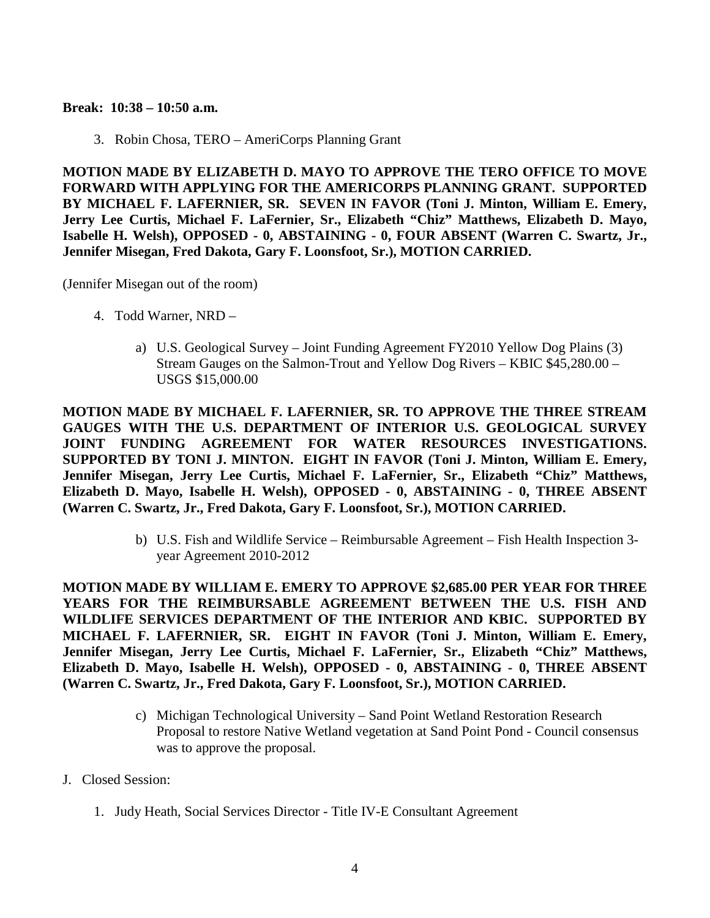**Break: 10:38 – 10:50 a.m.**

3. Robin Chosa, TERO – AmeriCorps Planning Grant

**MOTION MADE BY ELIZABETH D. MAYO TO APPROVE THE TERO OFFICE TO MOVE FORWARD WITH APPLYING FOR THE AMERICORPS PLANNING GRANT. SUPPORTED BY MICHAEL F. LAFERNIER, SR. SEVEN IN FAVOR (Toni J. Minton, William E. Emery, Jerry Lee Curtis, Michael F. LaFernier, Sr., Elizabeth "Chiz" Matthews, Elizabeth D. Mayo, Isabelle H. Welsh), OPPOSED - 0, ABSTAINING - 0, FOUR ABSENT (Warren C. Swartz, Jr., Jennifer Misegan, Fred Dakota, Gary F. Loonsfoot, Sr.), MOTION CARRIED.**

(Jennifer Misegan out of the room)

4. Todd Warner, NRD –

   a) U.S. Geological Survey – Joint Funding Agreement FY2010 Yellow Dog Plains (3) Stream Gauges on the Salmon-Trout and Yellow Dog Rivers – KBIC $45,280.00 – USGS $15,000.00

**MOTION MADE BY MICHAEL F. LAFERNIER, SR. TO APPROVE THE THREE STREAM GAUGES WITH THE U.S. DEPARTMENT OF INTERIOR U.S. GEOLOGICAL SURVEY JOINT FUNDING AGREEMENT FOR WATER RESOURCES INVESTIGATIONS. SUPPORTED BY TONI J. MINTON. EIGHT IN FAVOR (Toni J. Minton, William E. Emery, Jennifer Misegan, Jerry Lee Curtis, Michael F. LaFernier, Sr., Elizabeth "Chiz" Matthews, Elizabeth D. Mayo, Isabelle H. Welsh), OPPOSED - 0, ABSTAINING - 0, THREE ABSENT (Warren C. Swartz, Jr., Fred Dakota, Gary F. Loonsfoot, Sr.), MOTION CARRIED.**

   b) U.S. Fish and Wildlife Service – Reimbursable Agreement – Fish Health Inspection 3-year Agreement 2010-2012

**MOTION MADE BY WILLIAM E. EMERY TO APPROVE $2,685.00 PER YEAR FOR THREE YEARS FOR THE REIMBURSABLE AGREEMENT BETWEEN THE U.S. FISH AND WILDLIFE SERVICES DEPARTMENT OF THE INTERIOR AND KBIC. SUPPORTED BY MICHAEL F. LAFERNIER, SR. EIGHT IN FAVOR (Toni J. Minton, William E. Emery, Jennifer Misegan, Jerry Lee Curtis, Michael F. LaFernier, Sr., Elizabeth "Chiz" Matthews, Elizabeth D. Mayo, Isabelle H. Welsh), OPPOSED - 0, ABSTAINING - 0, THREE ABSENT (Warren C. Swartz, Jr., Fred Dakota, Gary F. Loonsfoot, Sr.), MOTION CARRIED.**

   c) Michigan Technological University – Sand Point Wetland Restoration Research Proposal to restore Native Wetland vegetation at Sand Point Pond - Council consensus was to approve the proposal.

J. Closed Session:

1. Judy Heath, Social Services Director - Title IV-E Consultant Agreement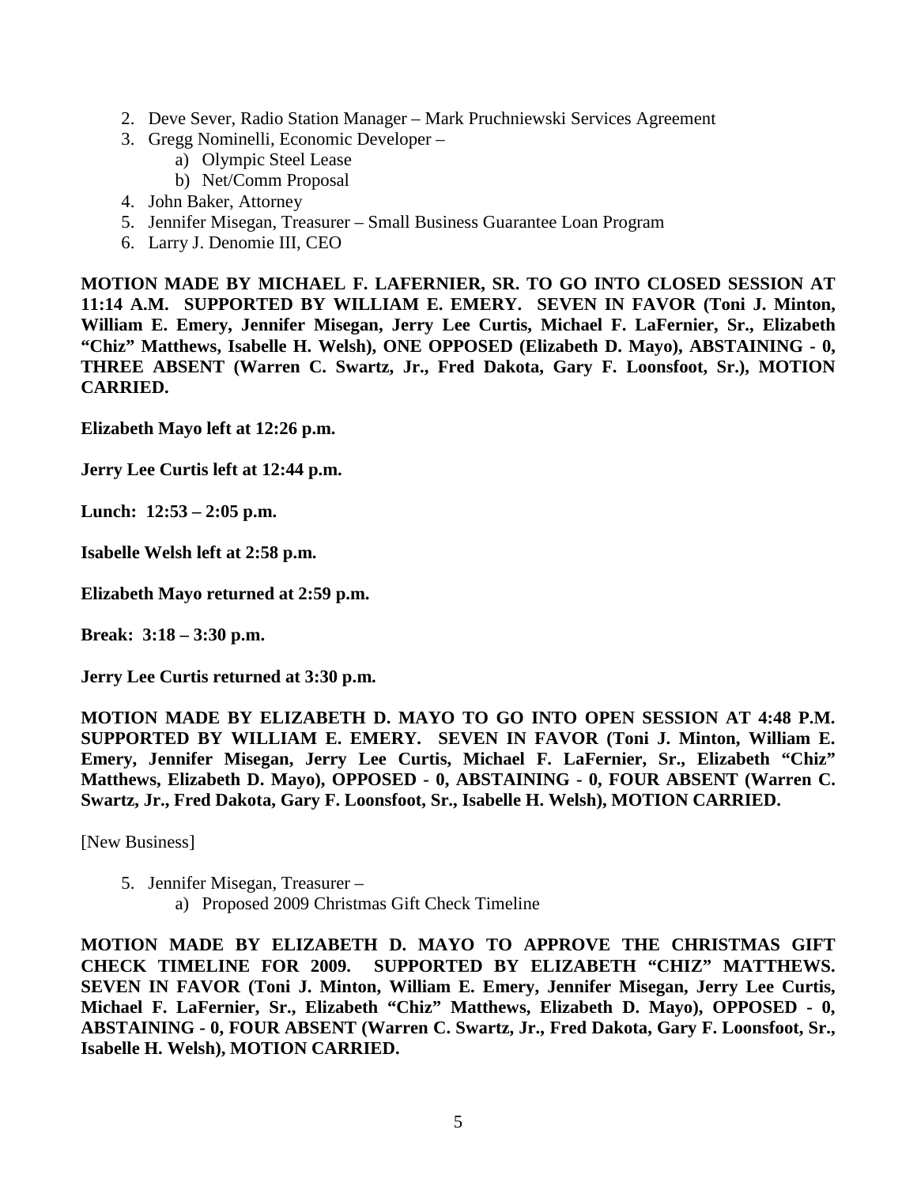2. Deve Sever, Radio Station Manager – Mark Pruchniewski Services Agreement
3. Gregg Nominelli, Economic Developer –
    a) Olympic Steel Lease
    b) Net/Comm Proposal
4. John Baker, Attorney
5. Jennifer Misegan, Treasurer – Small Business Guarantee Loan Program
6. Larry J. Denomie III, CEO

**MOTION MADE BY MICHAEL F. LAFERNIER, SR. TO GO INTO CLOSED SESSION AT 11:14 A.M. SUPPORTED BY WILLIAM E. EMERY. SEVEN IN FAVOR (Toni J. Minton, William E. Emery, Jennifer Misegan, Jerry Lee Curtis, Michael F. LaFernier, Sr., Elizabeth "Chiz" Matthews, Isabelle H. Welsh), ONE OPPOSED (Elizabeth D. Mayo), ABSTAINING - 0, THREE ABSENT (Warren C. Swartz, Jr., Fred Dakota, Gary F. Loonsfoot, Sr.), MOTION CARRIED.**

**Elizabeth Mayo left at 12:26 p.m.**

**Jerry Lee Curtis left at 12:44 p.m.**

**Lunch: 12:53 – 2:05 p.m.**

**Isabelle Welsh left at 2:58 p.m.**

**Elizabeth Mayo returned at 2:59 p.m.**

**Break: 3:18 – 3:30 p.m.**

**Jerry Lee Curtis returned at 3:30 p.m.**

**MOTION MADE BY ELIZABETH D. MAYO TO GO INTO OPEN SESSION AT 4:48 P.M. SUPPORTED BY WILLIAM E. EMERY. SEVEN IN FAVOR (Toni J. Minton, William E. Emery, Jennifer Misegan, Jerry Lee Curtis, Michael F. LaFernier, Sr., Elizabeth "Chiz" Matthews, Elizabeth D. Mayo), OPPOSED - 0, ABSTAINING - 0, FOUR ABSENT (Warren C. Swartz, Jr., Fred Dakota, Gary F. Loonsfoot, Sr., Isabelle H. Welsh), MOTION CARRIED.**

[New Business]

5. Jennifer Misegan, Treasurer –
    a) Proposed 2009 Christmas Gift Check Timeline

**MOTION MADE BY ELIZABETH D. MAYO TO APPROVE THE CHRISTMAS GIFT CHECK TIMELINE FOR 2009. SUPPORTED BY ELIZABETH "CHIZ" MATTHEWS. SEVEN IN FAVOR (Toni J. Minton, William E. Emery, Jennifer Misegan, Jerry Lee Curtis, Michael F. LaFernier, Sr., Elizabeth "Chiz" Matthews, Elizabeth D. Mayo), OPPOSED - 0, ABSTAINING - 0, FOUR ABSENT (Warren C. Swartz, Jr., Fred Dakota, Gary F. Loonsfoot, Sr., Isabelle H. Welsh), MOTION CARRIED.**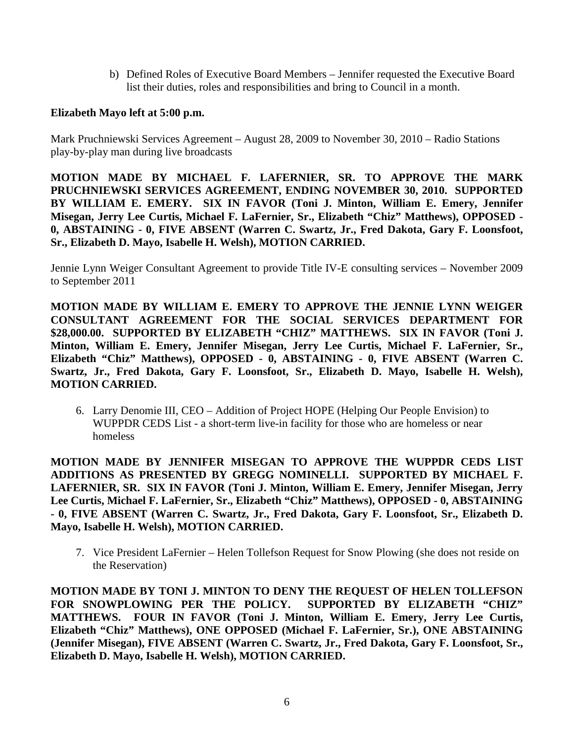b) Defined Roles of Executive Board Members – Jennifer requested the Executive Board list their duties, roles and responsibilities and bring to Council in a month.

**Elizabeth Mayo left at 5:00 p.m.**

Mark Pruchniewski Services Agreement – August 28, 2009 to November 30, 2010 – Radio Stations play-by-play man during live broadcasts

**MOTION MADE BY MICHAEL F. LAFERNIER, SR. TO APPROVE THE MARK PRUCHNIEWSKI SERVICES AGREEMENT, ENDING NOVEMBER 30, 2010. SUPPORTED BY WILLIAM E. EMERY. SIX IN FAVOR (Toni J. Minton, William E. Emery, Jennifer Misegan, Jerry Lee Curtis, Michael F. LaFernier, Sr., Elizabeth "Chiz" Matthews), OPPOSED - 0, ABSTAINING - 0, FIVE ABSENT (Warren C. Swartz, Jr., Fred Dakota, Gary F. Loonsfoot, Sr., Elizabeth D. Mayo, Isabelle H. Welsh), MOTION CARRIED.**

Jennie Lynn Weiger Consultant Agreement to provide Title IV-E consulting services – November 2009 to September 2011

**MOTION MADE BY WILLIAM E. EMERY TO APPROVE THE JENNIE LYNN WEIGER CONSULTANT AGREEMENT FOR THE SOCIAL SERVICES DEPARTMENT FOR $28,000.00. SUPPORTED BY ELIZABETH "CHIZ" MATTHEWS. SIX IN FAVOR (Toni J. Minton, William E. Emery, Jennifer Misegan, Jerry Lee Curtis, Michael F. LaFernier, Sr., Elizabeth "Chiz" Matthews), OPPOSED - 0, ABSTAINING - 0, FIVE ABSENT (Warren C. Swartz, Jr., Fred Dakota, Gary F. Loonsfoot, Sr., Elizabeth D. Mayo, Isabelle H. Welsh), MOTION CARRIED.**

6. Larry Denomie III, CEO – Addition of Project HOPE (Helping Our People Envision) to WUPPDR CEDS List - a short-term live-in facility for those who are homeless or near homeless

**MOTION MADE BY JENNIFER MISEGAN TO APPROVE THE WUPPDR CEDS LIST ADDITIONS AS PRESENTED BY GREGG NOMINELLI. SUPPORTED BY MICHAEL F. LAFERNIER, SR. SIX IN FAVOR (Toni J. Minton, William E. Emery, Jennifer Misegan, Jerry Lee Curtis, Michael F. LaFernier, Sr., Elizabeth "Chiz" Matthews), OPPOSED - 0, ABSTAINING - 0, FIVE ABSENT (Warren C. Swartz, Jr., Fred Dakota, Gary F. Loonsfoot, Sr., Elizabeth D. Mayo, Isabelle H. Welsh), MOTION CARRIED.**

7. Vice President LaFernier – Helen Tollefson Request for Snow Plowing (she does not reside on the Reservation)

**MOTION MADE BY TONI J. MINTON TO DENY THE REQUEST OF HELEN TOLLEFSON FOR SNOWPLOWING PER THE POLICY. SUPPORTED BY ELIZABETH "CHIZ" MATTHEWS. FOUR IN FAVOR (Toni J. Minton, William E. Emery, Jerry Lee Curtis, Elizabeth "Chiz" Matthews), ONE OPPOSED (Michael F. LaFernier, Sr.), ONE ABSTAINING (Jennifer Misegan), FIVE ABSENT (Warren C. Swartz, Jr., Fred Dakota, Gary F. Loonsfoot, Sr., Elizabeth D. Mayo, Isabelle H. Welsh), MOTION CARRIED.**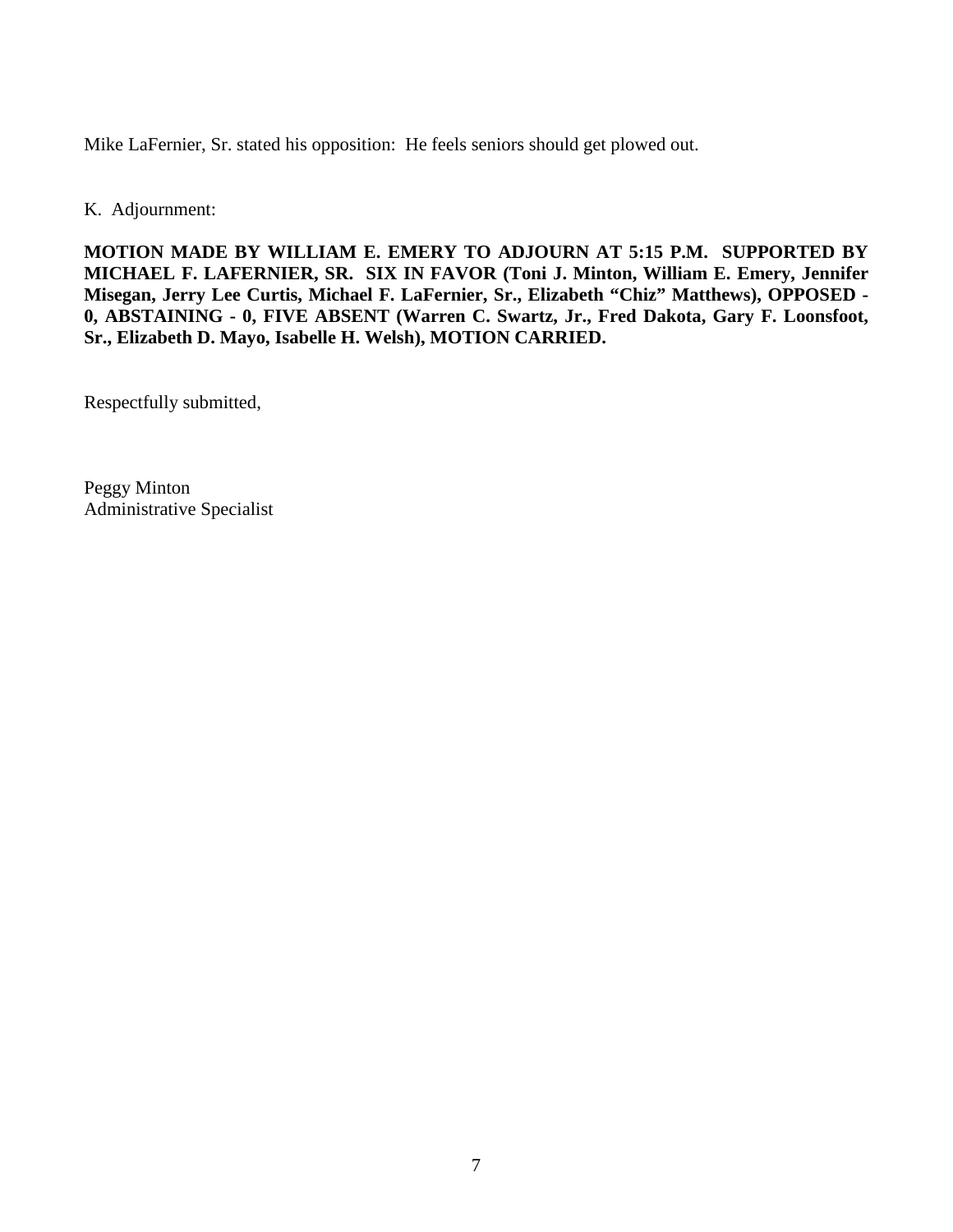Mike LaFernier, Sr. stated his opposition:  He feels seniors should get plowed out.

K.  Adjournment:

**MOTION MADE BY WILLIAM E. EMERY TO ADJOURN AT 5:15 P.M.  SUPPORTED BY MICHAEL F. LAFERNIER, SR.  SIX IN FAVOR (Toni J. Minton, William E. Emery, Jennifer Misegan, Jerry Lee Curtis, Michael F. LaFernier, Sr., Elizabeth "Chiz" Matthews), OPPOSED - 0, ABSTAINING - 0, FIVE ABSENT (Warren C. Swartz, Jr., Fred Dakota, Gary F. Loonsfoot, Sr., Elizabeth D. Mayo, Isabelle H. Welsh), MOTION CARRIED.**

Respectfully submitted,

Peggy Minton
Administrative Specialist